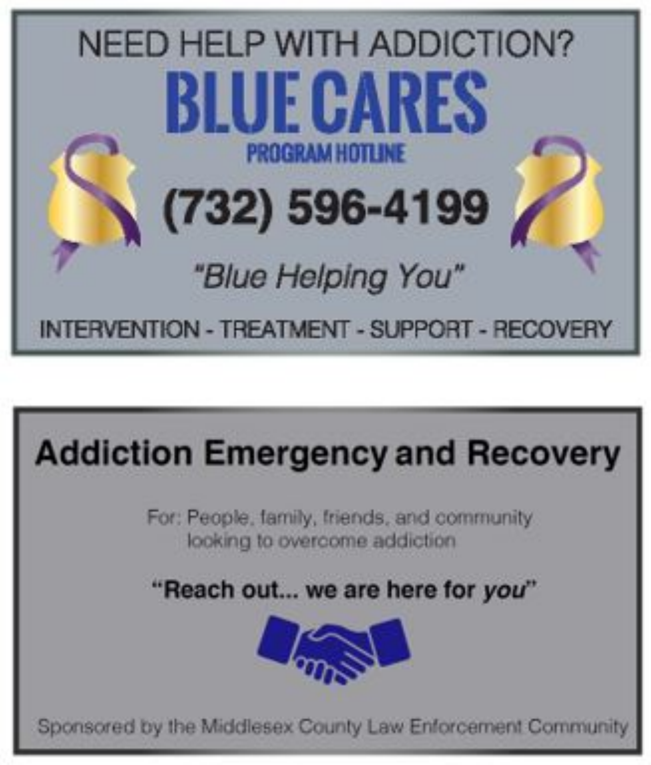NEED HELP WITH ADDICTION?

# BLUE CARES

**PROGRAM HOTLINE**

## (732) 596-4199

*"Blue Helping You"*

INTERVENTION - TREATMENT - SUPPORT - RECOVERY

## Addiction Emergency and Recovery

For: People, family, friends, and community looking to overcome addiction

**"Reach out... we are here for *you*"**

Sponsored by the Middlesex County Law Enforcement Community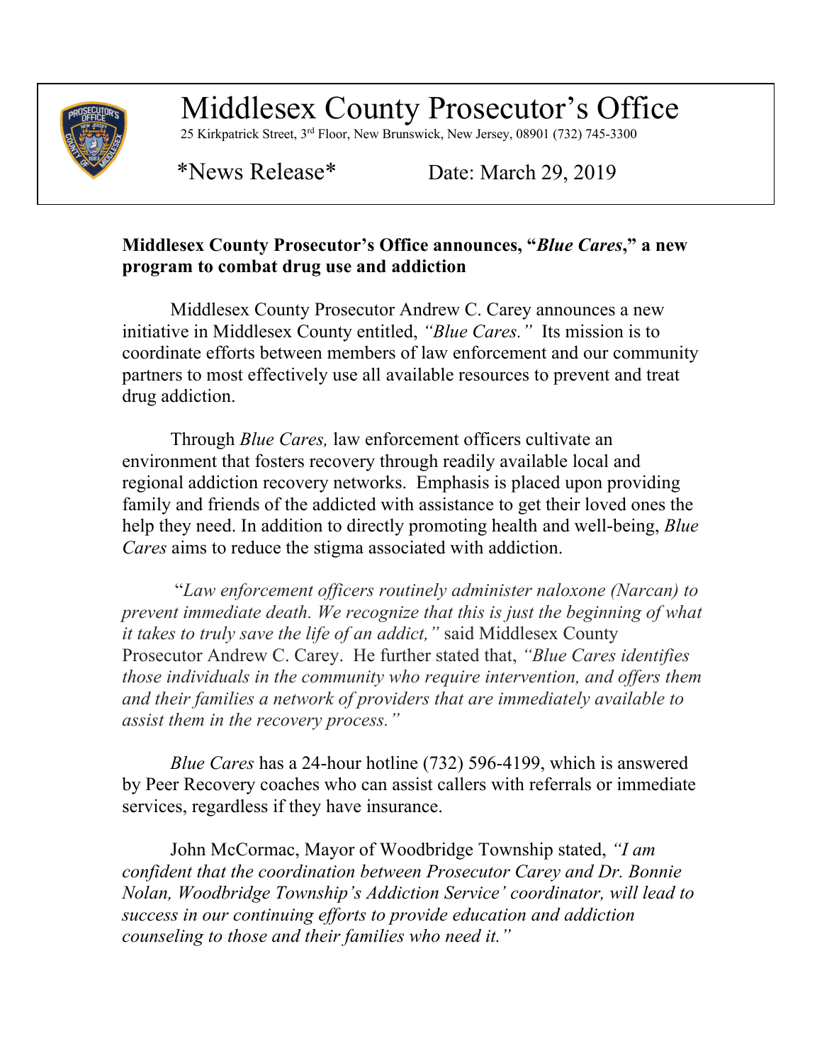# Middlesex County Prosecutor's Office

25 Kirkpatrick Street, 3rd Floor, New Brunswick, New Jersey, 08901 (732) 745-3300

\*News Release\* Date: March 29, 2019

**Middlesex County Prosecutor's Office announces, "*Blue Cares*," a new program to combat drug use and addiction**

Middlesex County Prosecutor Andrew C. Carey announces a new initiative in Middlesex County entitled, *"Blue Cares."* Its mission is to coordinate efforts between members of law enforcement and our community partners to most effectively use all available resources to prevent and treat drug addiction.

Through *Blue Cares,* law enforcement officers cultivate an environment that fosters recovery through readily available local and regional addiction recovery networks. Emphasis is placed upon providing family and friends of the addicted with assistance to get their loved ones the help they need. In addition to directly promoting health and well-being, *Blue Cares* aims to reduce the stigma associated with addiction.

*"Law enforcement officers routinely administer naloxone (Narcan) to prevent immediate death. We recognize that this is just the beginning of what it takes to truly save the life of an addict,"* said Middlesex County Prosecutor Andrew C. Carey. He further stated that, *"Blue Cares identifies those individuals in the community who require intervention, and offers them and their families a network of providers that are immediately available to assist them in the recovery process."*

*Blue Cares* has a 24-hour hotline (732) 596-4199, which is answered by Peer Recovery coaches who can assist callers with referrals or immediate services, regardless if they have insurance.

John McCormac, Mayor of Woodbridge Township stated, *"I am confident that the coordination between Prosecutor Carey and Dr. Bonnie Nolan, Woodbridge Township's Addiction Service' coordinator, will lead to success in our continuing efforts to provide education and addiction counseling to those and their families who need it."*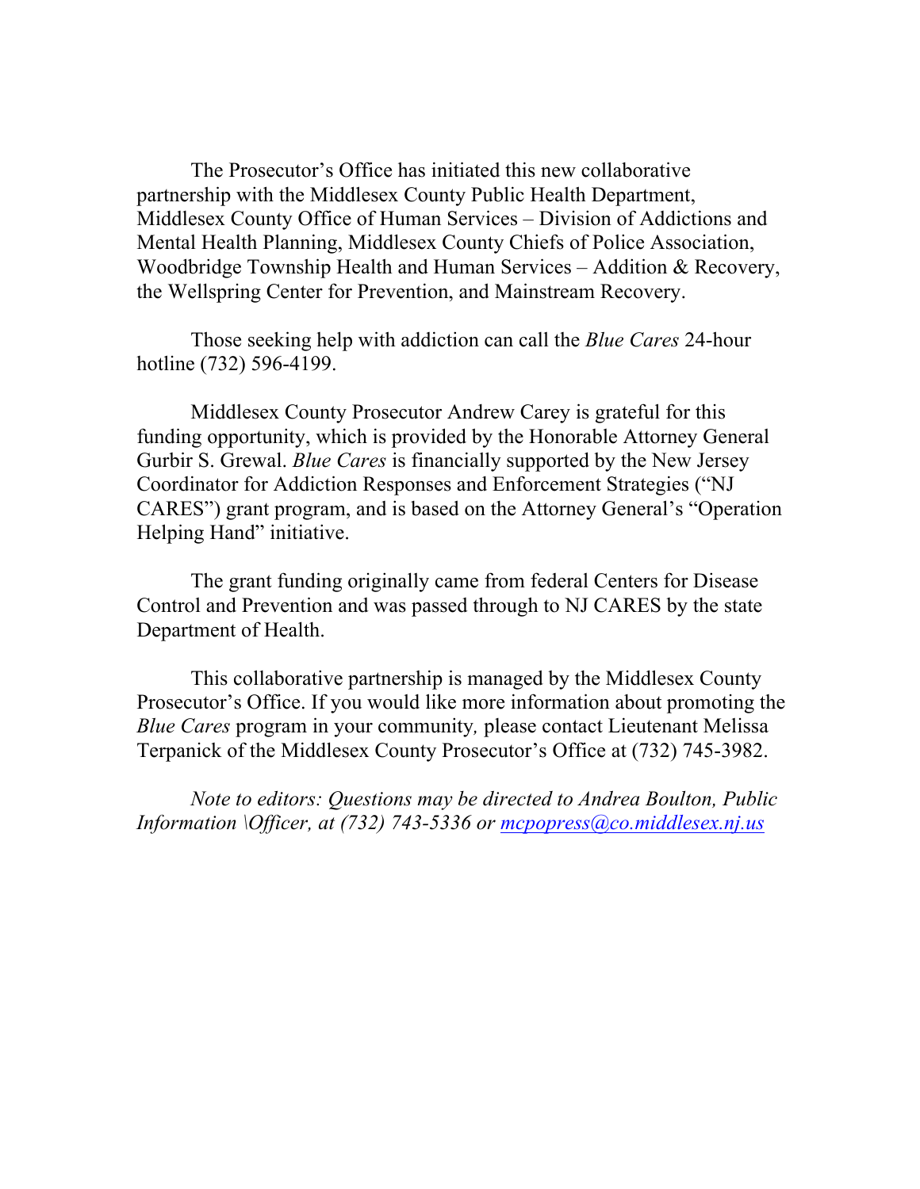The Prosecutor's Office has initiated this new collaborative partnership with the Middlesex County Public Health Department, Middlesex County Office of Human Services – Division of Addictions and Mental Health Planning, Middlesex County Chiefs of Police Association, Woodbridge Township Health and Human Services – Addition & Recovery, the Wellspring Center for Prevention, and Mainstream Recovery.

Those seeking help with addiction can call the *Blue Cares* 24-hour hotline (732) 596-4199.

Middlesex County Prosecutor Andrew Carey is grateful for this funding opportunity, which is provided by the Honorable Attorney General Gurbir S. Grewal. *Blue Cares* is financially supported by the New Jersey Coordinator for Addiction Responses and Enforcement Strategies ("NJ CARES") grant program, and is based on the Attorney General's "Operation Helping Hand" initiative.

The grant funding originally came from federal Centers for Disease Control and Prevention and was passed through to NJ CARES by the state Department of Health.

This collaborative partnership is managed by the Middlesex County Prosecutor's Office. If you would like more information about promoting the *Blue Cares* program in your community, please contact Lieutenant Melissa Terpanick of the Middlesex County Prosecutor's Office at (732) 745-3982.

*Note to editors: Questions may be directed to Andrea Boulton, Public Information \Officer, at (732) 743-5336 or [mcpopress@co.middlesex.nj.us](mailto:mcpopress@co.middlesex.nj.us)*